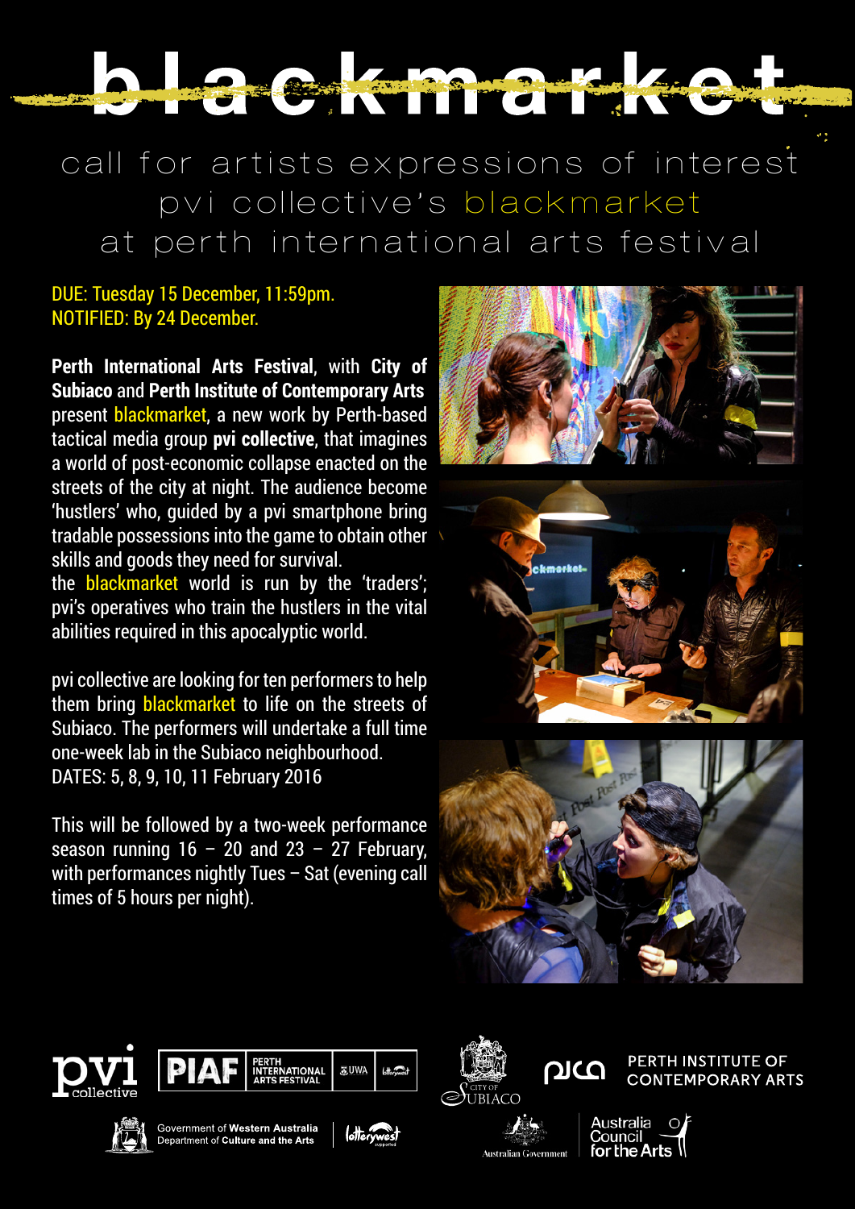# blackmarket

## call for artists expressions of interest pvi collective's blackmarket at perth international arts festival

DUE: Tuesday 15 December, 11:59pm.
NOTIFIED: By 24 December.

**Perth International Arts Festival**, with **City of Subiaco** and **Perth Institute of Contemporary Arts** present blackmarket, a new work by Perth-based tactical media group **pvi collective**, that imagines a world of post-economic collapse enacted on the streets of the city at night. The audience become 'hustlers' who, guided by a pvi smartphone bring tradable possessions into the game to obtain other skills and goods they need for survival.
the blackmarket world is run by the 'traders'; pvi's operatives who train the hustlers in the vital abilities required in this apocalyptic world.

pvi collective are looking for ten performers to help them bring blackmarket to life on the streets of Subiaco. The performers will undertake a full time one-week lab in the Subiaco neighbourhood.
DATES: 5, 8, 9, 10, 11 February 2016

This will be followed by a two-week performance season running 16 – 20 and 23 – 27 February, with performances nightly Tues – Sat (evening call times of 5 hours per night).

pvi collective | PIAF PERTH INTERNATIONAL ARTS FESTIVAL | UWA | Lotterywest | City of Subiaco | pica PERTH INSTITUTE OF CONTEMPORARY ARTS | Government of Western Australia Department of Culture and the Arts | Lotterywest supported | Australian Government | Australia Council for the Arts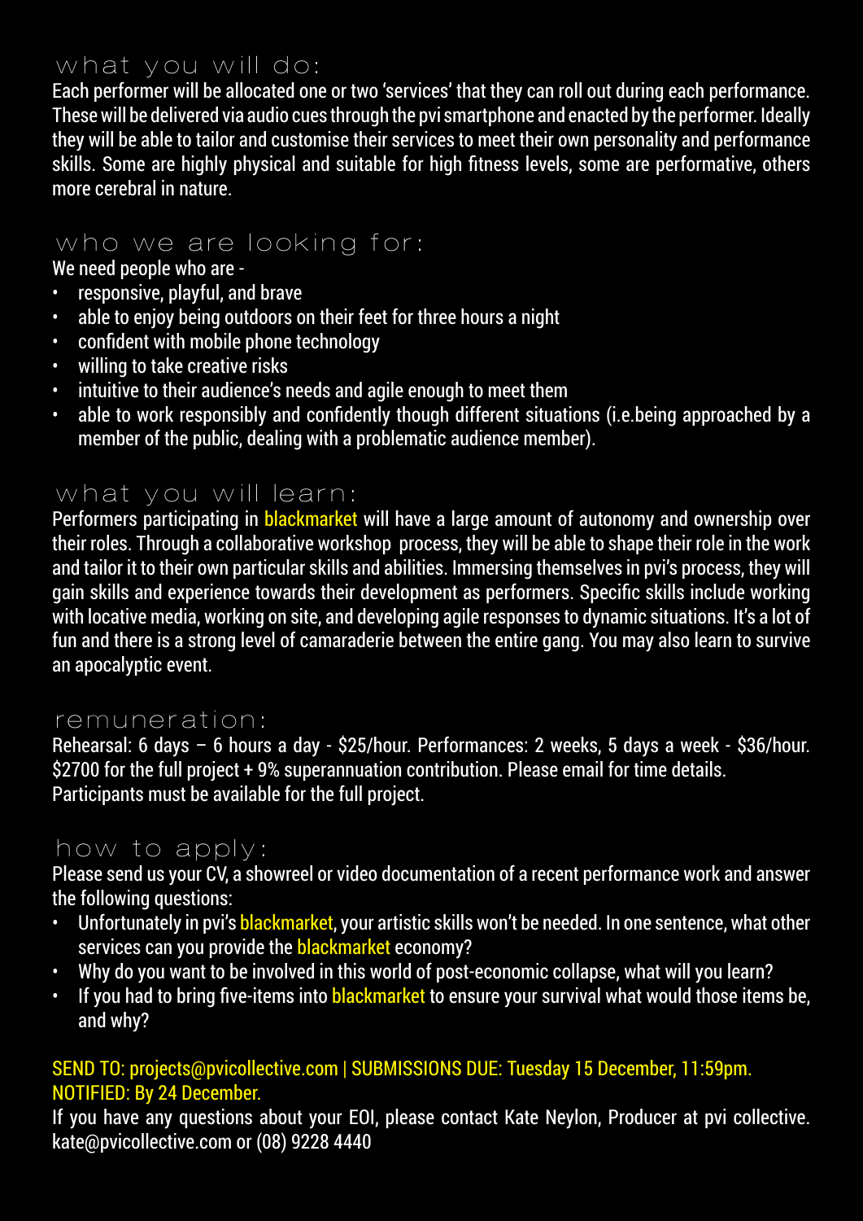## what you will do:

Each performer will be allocated one or two 'services' that they can roll out during each performance. These will be delivered via audio cues through the pvi smartphone and enacted by the performer. Ideally they will be able to tailor and customise their services to meet their own personality and performance skills. Some are highly physical and suitable for high fitness levels, some are performative, others more cerebral in nature.

## who we are looking for:

We need people who are -

- responsive, playful, and brave
- able to enjoy being outdoors on their feet for three hours a night
- confident with mobile phone technology
- willing to take creative risks
- intuitive to their audience's needs and agile enough to meet them
- able to work responsibly and confidently though different situations (i.e.being approached by a member of the public, dealing with a problematic audience member).

## what you will learn:

Performers participating in blackmarket will have a large amount of autonomy and ownership over their roles. Through a collaborative workshop process, they will be able to shape their role in the work and tailor it to their own particular skills and abilities. Immersing themselves in pvi's process, they will gain skills and experience towards their development as performers. Specific skills include working with locative media, working on site, and developing agile responses to dynamic situations. It's a lot of fun and there is a strong level of camaraderie between the entire gang. You may also learn to survive an apocalyptic event.

## remuneration:

Rehearsal: 6 days – 6 hours a day - $25/hour. Performances: 2 weeks, 5 days a week - $36/hour. $2700 for the full project + 9% superannuation contribution. Please email for time details.
Participants must be available for the full project.

## how to apply:

Please send us your CV, a showreel or video documentation of a recent performance work and answer the following questions:

- Unfortunately in pvi's blackmarket, your artistic skills won't be needed. In one sentence, what other services can you provide the blackmarket economy?
- Why do you want to be involved in this world of post-economic collapse, what will you learn?
- If you had to bring five-items into blackmarket to ensure your survival what would those items be, and why?

SEND TO: projects@pvicollective.com | SUBMISSIONS DUE: Tuesday 15 December, 11:59pm.
NOTIFIED: By 24 December.

If you have any questions about your EOI, please contact Kate Neylon, Producer at pvi collective. kate@pvicollective.com or (08) 9228 4440